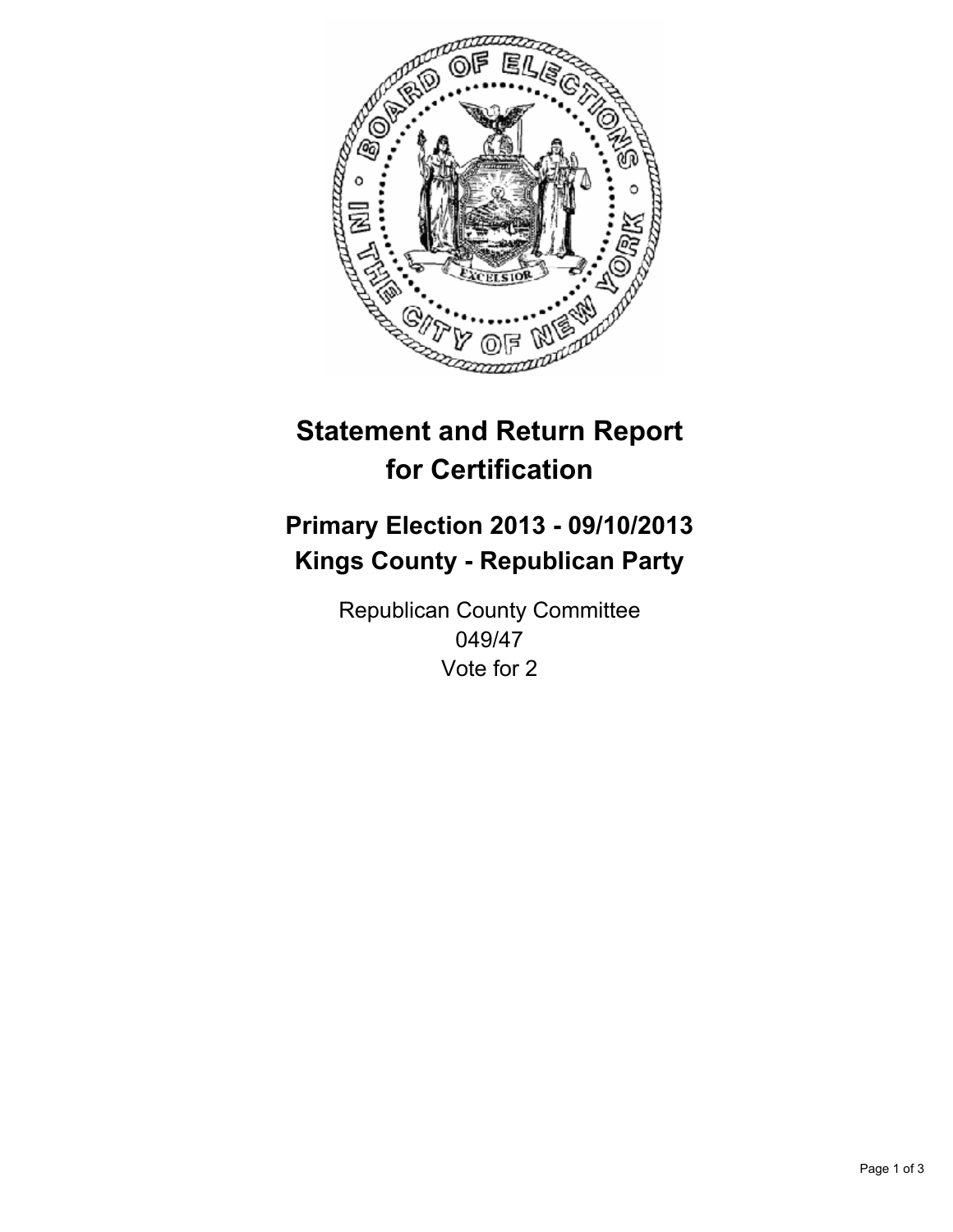# Statement and Return Report for Certification

## Primary Election 2013 - 09/10/2013
## Kings County - Republican Party

Republican County Committee
049/47
Vote for 2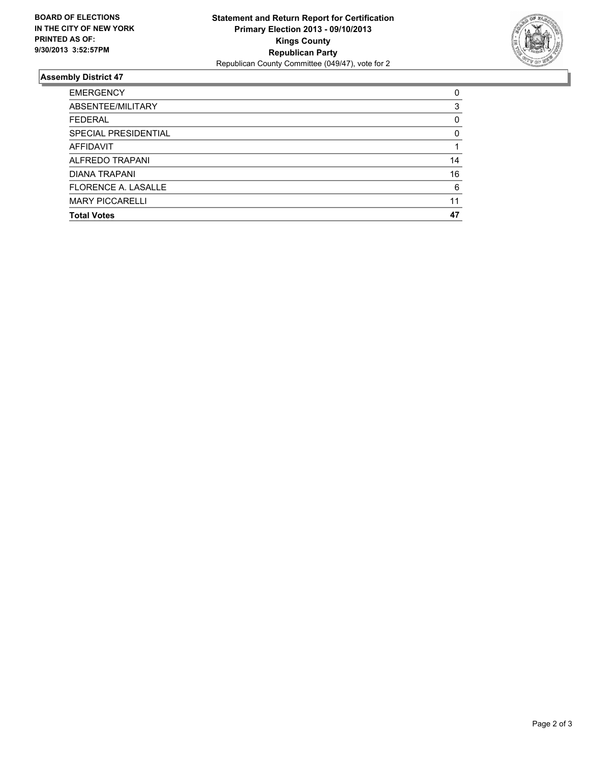**BOARD OF ELECTIONS IN THE CITY OF NEW YORK PRINTED AS OF: 9/30/2013 3:52:57PM**

**Statement and Return Report for Certification**
**Primary Election 2013 - 09/10/2013**
**Kings County**
**Republican Party**
Republican County Committee (049/47), vote for 2

## Assembly District 47

| | |
|---|---|
| EMERGENCY | 0 |
| ABSENTEE/MILITARY | 3 |
| FEDERAL | 0 |
| SPECIAL PRESIDENTIAL | 0 |
| AFFIDAVIT | 1 |
| ALFREDO TRAPANI | 14 |
| DIANA TRAPANI | 16 |
| FLORENCE A. LASALLE | 6 |
| MARY PICCARELLI | 11 |
| **Total Votes** | **47** |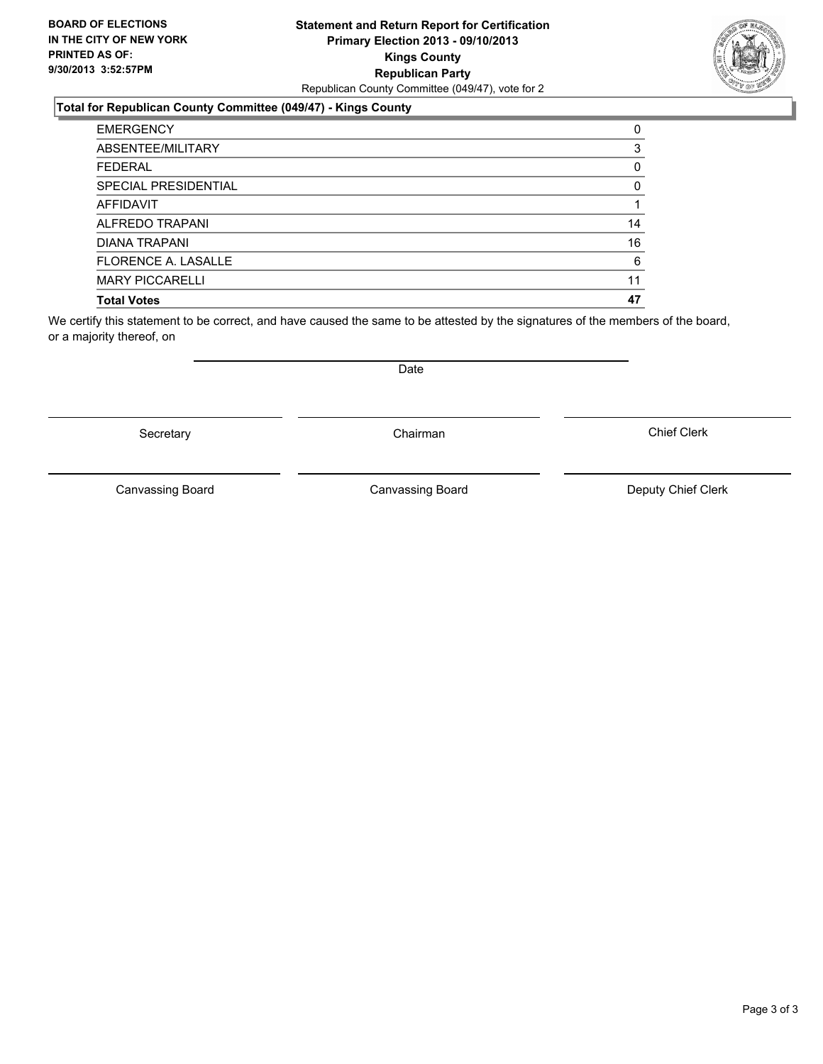**BOARD OF ELECTIONS IN THE CITY OF NEW YORK PRINTED AS OF: 9/30/2013 3:52:57PM**

**Statement and Return Report for Certification**
**Primary Election 2013 - 09/10/2013**
**Kings County**
**Republican Party**
Republican County Committee (049/47), vote for 2

### Total for Republican County Committee (049/47) - Kings County

| | |
|---|---|
| EMERGENCY | 0 |
| ABSENTEE/MILITARY | 3 |
| FEDERAL | 0 |
| SPECIAL PRESIDENTIAL | 0 |
| AFFIDAVIT | 1 |
| ALFREDO TRAPANI | 14 |
| DIANA TRAPANI | 16 |
| FLORENCE A. LASALLE | 6 |
| MARY PICCARELLI | 11 |
| **Total Votes** | **47** |

We certify this statement to be correct, and have caused the same to be attested by the signatures of the members of the board, or a majority thereof, on

Date

Secretary | Chairman | Chief Clerk

Canvassing Board | Canvassing Board | Deputy Chief Clerk